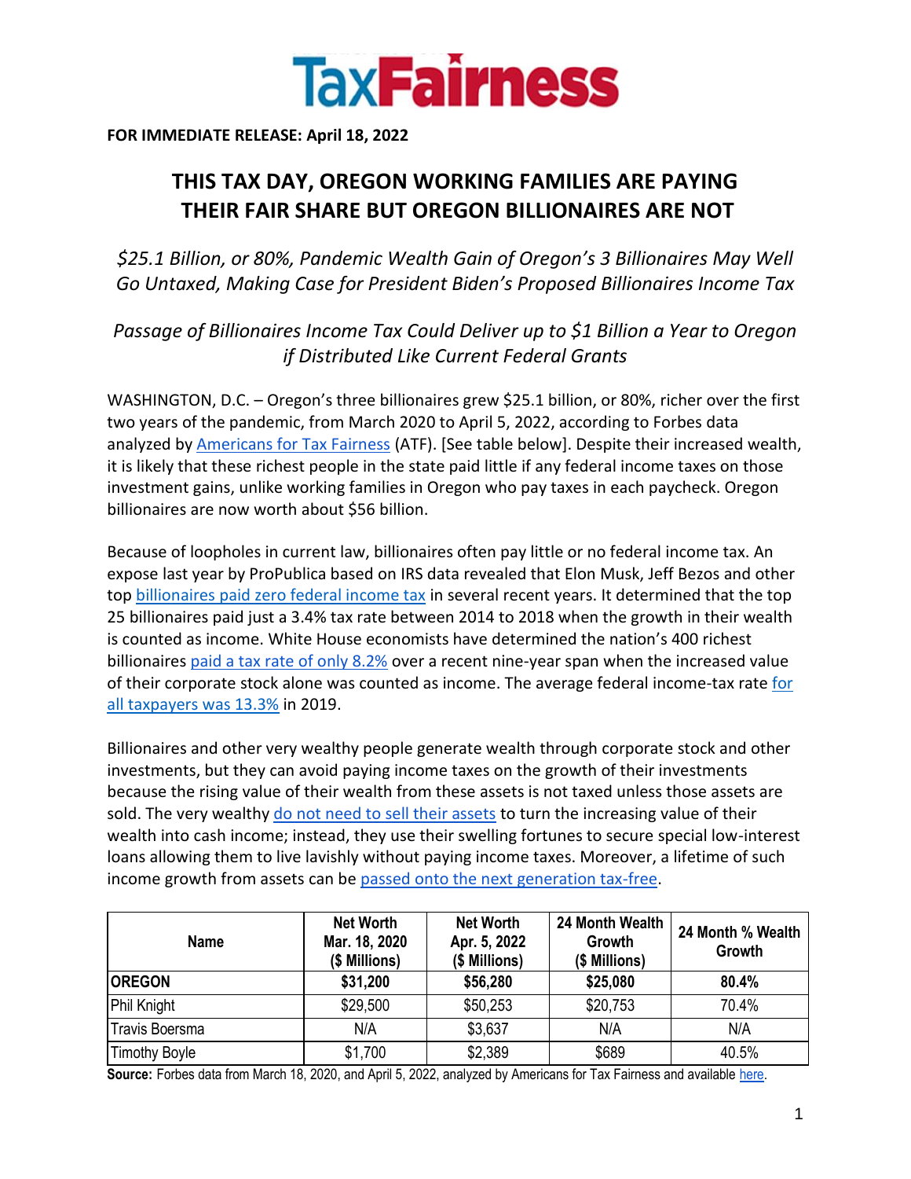**TaxFairness**

**FOR IMMEDIATE RELEASE: April 18, 2022**

# THIS TAX DAY, OREGON WORKING FAMILIES ARE PAYING THEIR FAIR SHARE BUT OREGON BILLIONAIRES ARE NOT

*$25.1 Billion, or 80%, Pandemic Wealth Gain of Oregon's 3 Billionaires May Well Go Untaxed, Making Case for President Biden's Proposed Billionaires Income Tax*

*Passage of Billionaires Income Tax Could Deliver up to $1 Billion a Year to Oregon if Distributed Like Current Federal Grants*

WASHINGTON, D.C. – Oregon's three billionaires grew $25.1 billion, or 80%, richer over the first two years of the pandemic, from March 2020 to April 5, 2022, according to Forbes data analyzed by Americans for Tax Fairness (ATF). [See table below]. Despite their increased wealth, it is likely that these richest people in the state paid little if any federal income taxes on those investment gains, unlike working families in Oregon who pay taxes in each paycheck. Oregon billionaires are now worth about $56 billion.

Because of loopholes in current law, billionaires often pay little or no federal income tax. An expose last year by ProPublica based on IRS data revealed that Elon Musk, Jeff Bezos and other top billionaires paid zero federal income tax in several recent years. It determined that the top 25 billionaires paid just a 3.4% tax rate between 2014 to 2018 when the growth in their wealth is counted as income. White House economists have determined the nation's 400 richest billionaires paid a tax rate of only 8.2% over a recent nine-year span when the increased value of their corporate stock alone was counted as income. The average federal income-tax rate for all taxpayers was 13.3% in 2019.

Billionaires and other very wealthy people generate wealth through corporate stock and other investments, but they can avoid paying income taxes on the growth of their investments because the rising value of their wealth from these assets is not taxed unless those assets are sold. The very wealthy do not need to sell their assets to turn the increasing value of their wealth into cash income; instead, they use their swelling fortunes to secure special low-interest loans allowing them to live lavishly without paying income taxes. Moreover, a lifetime of such income growth from assets can be passed onto the next generation tax-free.

| Name | Net Worth Mar. 18, 2020 ($ Millions) | Net Worth Apr. 5, 2022 ($ Millions) | 24 Month Wealth Growth ($ Millions) | 24 Month % Wealth Growth |
|---|---|---|---|---|
| **OREGON** | **$31,200** | **$56,280** | **$25,080** | **80.4%** |
| Phil Knight | $29,500 | $50,253 | $20,753 | 70.4% |
| Travis Boersma | N/A | $3,637 | N/A | N/A |
| Timothy Boyle | $1,700 | $2,389 | $689 | 40.5% |

**Source:** Forbes data from March 18, 2020, and April 5, 2022, analyzed by Americans for Tax Fairness and available here.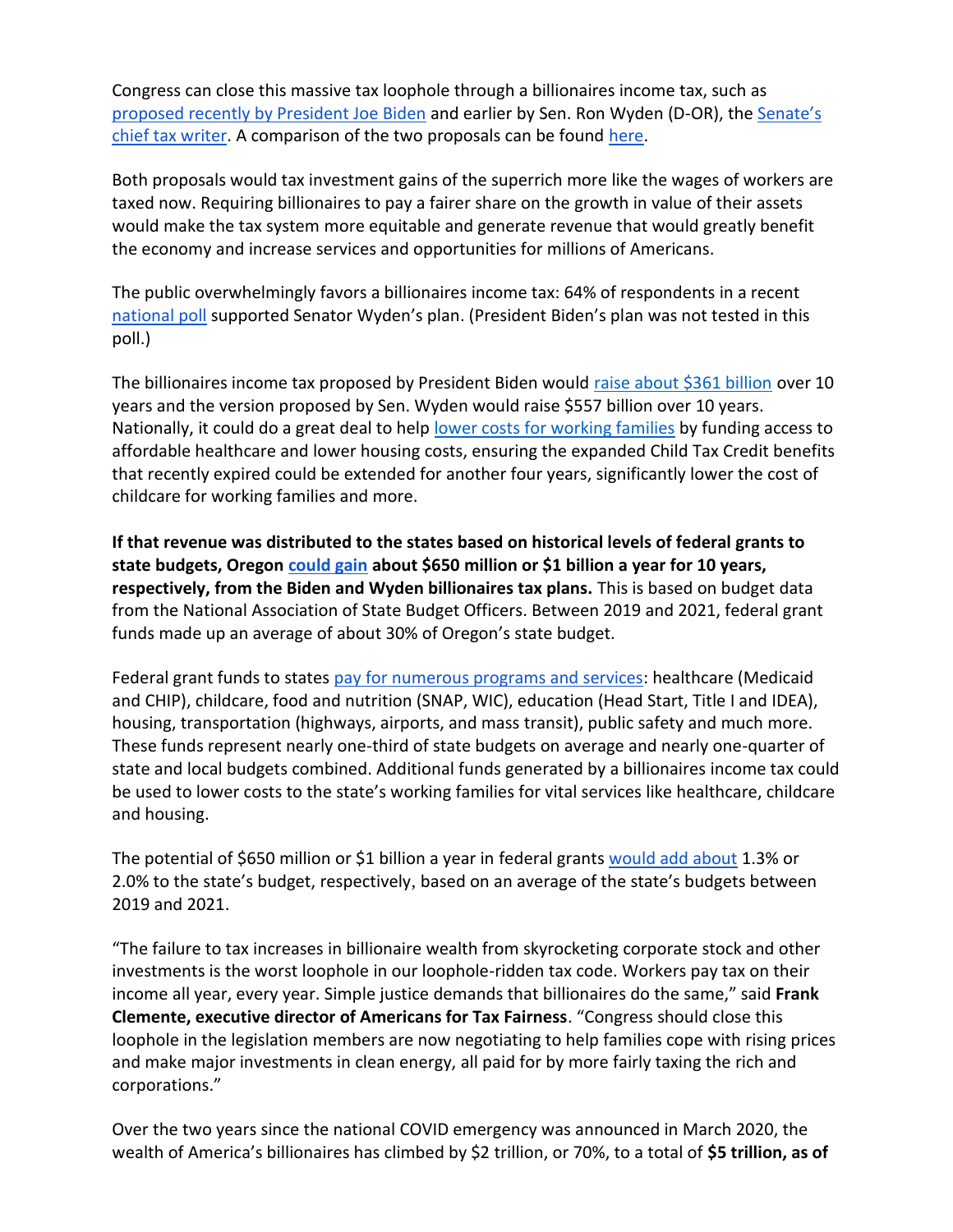Congress can close this massive tax loophole through a billionaires income tax, such as proposed recently by President Joe Biden and earlier by Sen. Ron Wyden (D-OR), the Senate's chief tax writer. A comparison of the two proposals can be found here.

Both proposals would tax investment gains of the superrich more like the wages of workers are taxed now. Requiring billionaires to pay a fairer share on the growth in value of their assets would make the tax system more equitable and generate revenue that would greatly benefit the economy and increase services and opportunities for millions of Americans.

The public overwhelmingly favors a billionaires income tax: 64% of respondents in a recent national poll supported Senator Wyden's plan. (President Biden's plan was not tested in this poll.)

The billionaires income tax proposed by President Biden would raise about $361 billion over 10 years and the version proposed by Sen. Wyden would raise $557 billion over 10 years. Nationally, it could do a great deal to help lower costs for working families by funding access to affordable healthcare and lower housing costs, ensuring the expanded Child Tax Credit benefits that recently expired could be extended for another four years, significantly lower the cost of childcare for working families and more.

**If that revenue was distributed to the states based on historical levels of federal grants to state budgets, Oregon could gain about $650 million or $1 billion a year for 10 years, respectively, from the Biden and Wyden billionaires tax plans.** This is based on budget data from the National Association of State Budget Officers. Between 2019 and 2021, federal grant funds made up an average of about 30% of Oregon's state budget.

Federal grant funds to states pay for numerous programs and services: healthcare (Medicaid and CHIP), childcare, food and nutrition (SNAP, WIC), education (Head Start, Title I and IDEA), housing, transportation (highways, airports, and mass transit), public safety and much more. These funds represent nearly one-third of state budgets on average and nearly one-quarter of state and local budgets combined. Additional funds generated by a billionaires income tax could be used to lower costs to the state's working families for vital services like healthcare, childcare and housing.

The potential of $650 million or $1 billion a year in federal grants would add about 1.3% or 2.0% to the state's budget, respectively, based on an average of the state's budgets between 2019 and 2021.

"The failure to tax increases in billionaire wealth from skyrocketing corporate stock and other investments is the worst loophole in our loophole-ridden tax code. Workers pay tax on their income all year, every year. Simple justice demands that billionaires do the same," said **Frank Clemente, executive director of Americans for Tax Fairness**. "Congress should close this loophole in the legislation members are now negotiating to help families cope with rising prices and make major investments in clean energy, all paid for by more fairly taxing the rich and corporations."

Over the two years since the national COVID emergency was announced in March 2020, the wealth of America's billionaires has climbed by $2 trillion, or 70%, to a total of **$5 trillion, as of**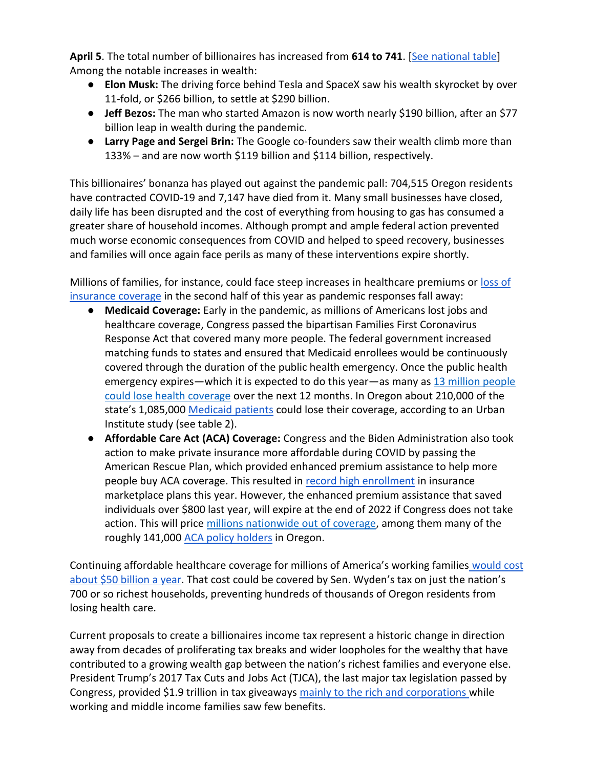**April 5**. The total number of billionaires has increased from **614 to 741**. [See national table] Among the notable increases in wealth:

- **Elon Musk:** The driving force behind Tesla and SpaceX saw his wealth skyrocket by over 11-fold, or $266 billion, to settle at $290 billion.
- **Jeff Bezos:** The man who started Amazon is now worth nearly $190 billion, after an $77 billion leap in wealth during the pandemic.
- **Larry Page and Sergei Brin:** The Google co-founders saw their wealth climb more than 133% – and are now worth $119 billion and $114 billion, respectively.

This billionaires' bonanza has played out against the pandemic pall: 704,515 Oregon residents have contracted COVID-19 and 7,147 have died from it. Many small businesses have closed, daily life has been disrupted and the cost of everything from housing to gas has consumed a greater share of household incomes. Although prompt and ample federal action prevented much worse economic consequences from COVID and helped to speed recovery, businesses and families will once again face perils as many of these interventions expire shortly.

Millions of families, for instance, could face steep increases in healthcare premiums or loss of insurance coverage in the second half of this year as pandemic responses fall away:

- **Medicaid Coverage:** Early in the pandemic, as millions of Americans lost jobs and healthcare coverage, Congress passed the bipartisan Families First Coronavirus Response Act that covered many more people. The federal government increased matching funds to states and ensured that Medicaid enrollees would be continuously covered through the duration of the public health emergency. Once the public health emergency expires—which it is expected to do this year—as many as 13 million people could lose health coverage over the next 12 months. In Oregon about 210,000 of the state's 1,085,000 Medicaid patients could lose their coverage, according to an Urban Institute study (see table 2).
- **Affordable Care Act (ACA) Coverage:** Congress and the Biden Administration also took action to make private insurance more affordable during COVID by passing the American Rescue Plan, which provided enhanced premium assistance to help more people buy ACA coverage. This resulted in record high enrollment in insurance marketplace plans this year. However, the enhanced premium assistance that saved individuals over $800 last year, will expire at the end of 2022 if Congress does not take action. This will price millions nationwide out of coverage, among them many of the roughly 141,000 ACA policy holders in Oregon.

Continuing affordable healthcare coverage for millions of America's working families would cost about $50 billion a year. That cost could be covered by Sen. Wyden's tax on just the nation's 700 or so richest households, preventing hundreds of thousands of Oregon residents from losing health care.

Current proposals to create a billionaires income tax represent a historic change in direction away from decades of proliferating tax breaks and wider loopholes for the wealthy that have contributed to a growing wealth gap between the nation's richest families and everyone else. President Trump's 2017 Tax Cuts and Jobs Act (TJCA), the last major tax legislation passed by Congress, provided $1.9 trillion in tax giveaways mainly to the rich and corporations while working and middle income families saw few benefits.